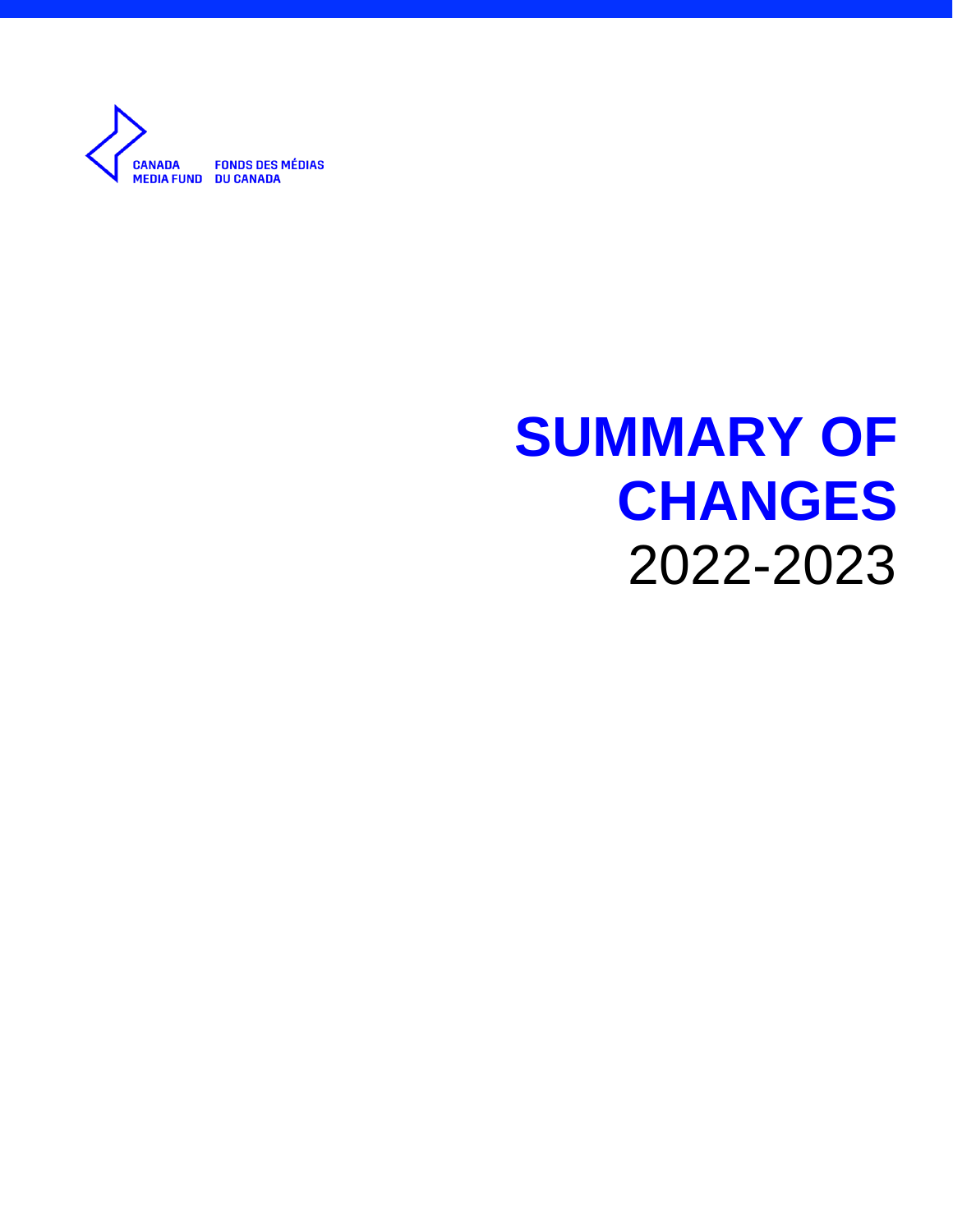CANADA MEDIA FUND
FONDS DES MÉDIAS DU CANADA

# SUMMARY OF CHANGES

2022-2023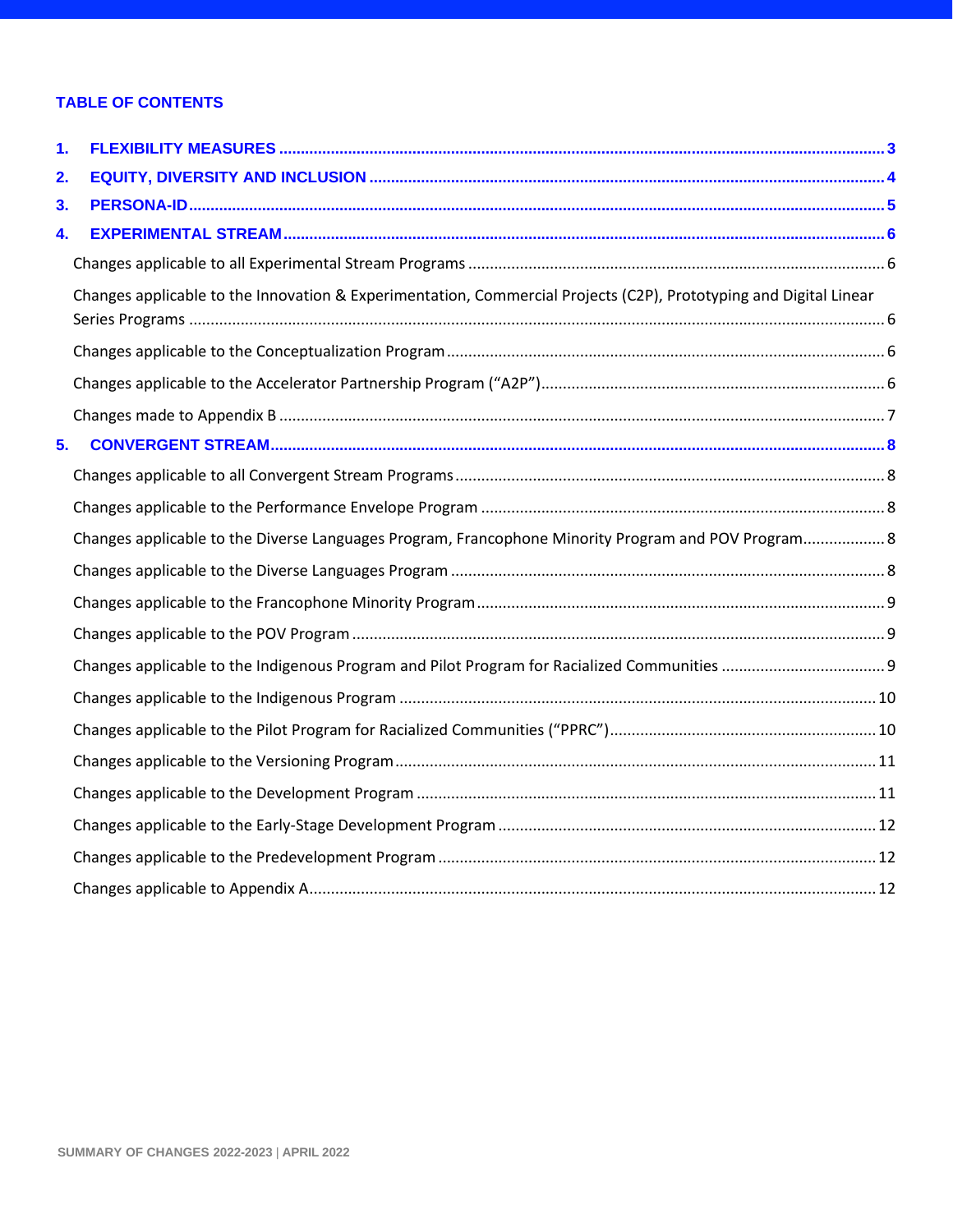## TABLE OF CONTENTS

1. **FLEXIBILITY MEASURES** ..... 3
2. **EQUITY, DIVERSITY AND INCLUSION** ..... 4
3. **PERSONA-ID** ..... 5
4. **EXPERIMENTAL STREAM** ..... 6
   - Changes applicable to all Experimental Stream Programs ..... 6
   - Changes applicable to the Innovation & Experimentation, Commercial Projects (C2P), Prototyping and Digital Linear Series Programs ..... 6
   - Changes applicable to the Conceptualization Program ..... 6
   - Changes applicable to the Accelerator Partnership Program (“A2P”) ..... 6
   - Changes made to Appendix B ..... 7
5. **CONVERGENT STREAM** ..... 8
   - Changes applicable to all Convergent Stream Programs ..... 8
   - Changes applicable to the Performance Envelope Program ..... 8
   - Changes applicable to the Diverse Languages Program, Francophone Minority Program and POV Program ..... 8
   - Changes applicable to the Diverse Languages Program ..... 8
   - Changes applicable to the Francophone Minority Program ..... 9
   - Changes applicable to the POV Program ..... 9
   - Changes applicable to the Indigenous Program and Pilot Program for Racialized Communities ..... 9
   - Changes applicable to the Indigenous Program ..... 10
   - Changes applicable to the Pilot Program for Racialized Communities (“PPRC”) ..... 10
   - Changes applicable to the Versioning Program ..... 11
   - Changes applicable to the Development Program ..... 11
   - Changes applicable to the Early-Stage Development Program ..... 12
   - Changes applicable to the Predevelopment Program ..... 12
   - Changes applicable to Appendix A ..... 12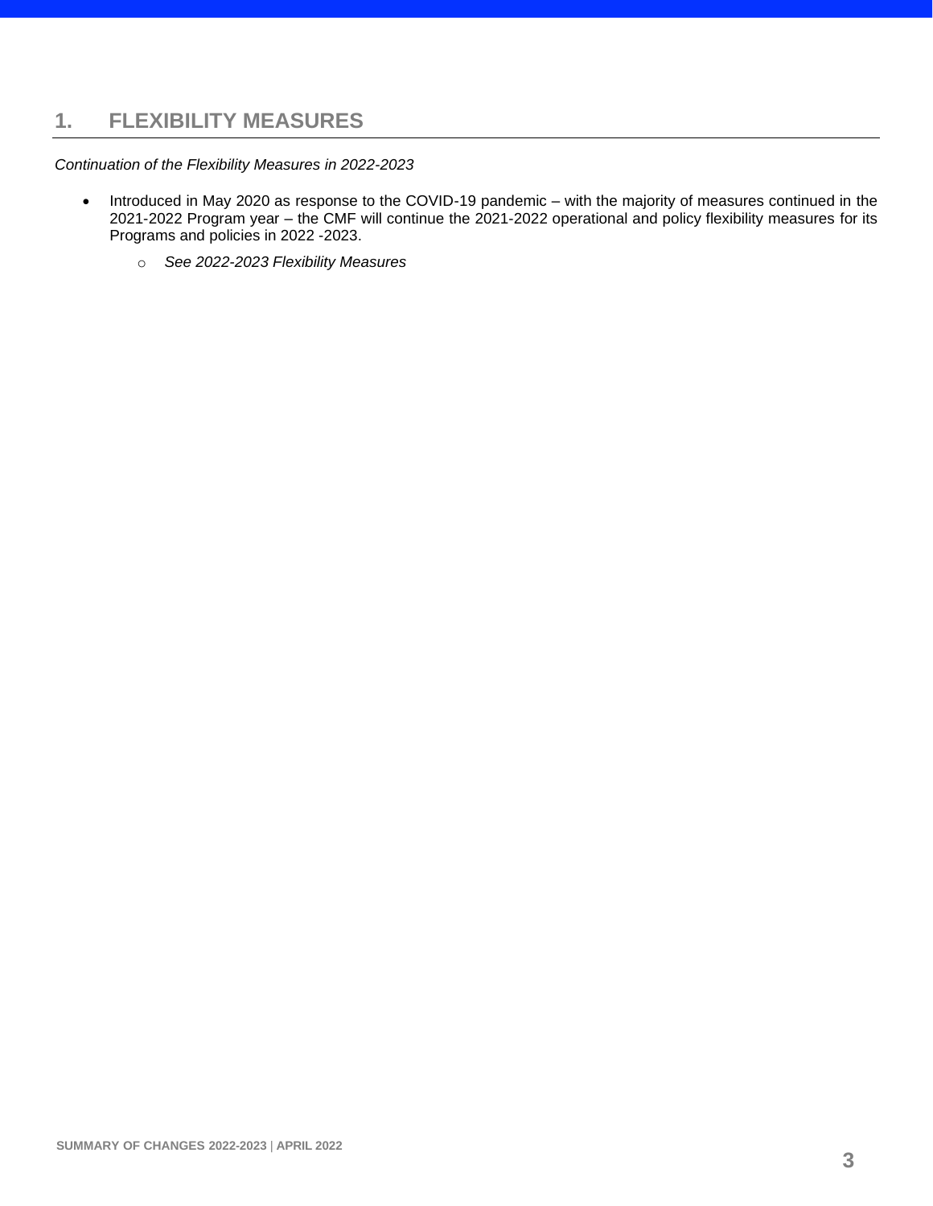# 1. FLEXIBILITY MEASURES

*Continuation of the Flexibility Measures in 2022-2023*

- Introduced in May 2020 as response to the COVID-19 pandemic – with the majority of measures continued in the 2021-2022 Program year – the CMF will continue the 2021-2022 operational and policy flexibility measures for its Programs and policies in 2022 -2023.
  - *See 2022-2023 Flexibility Measures*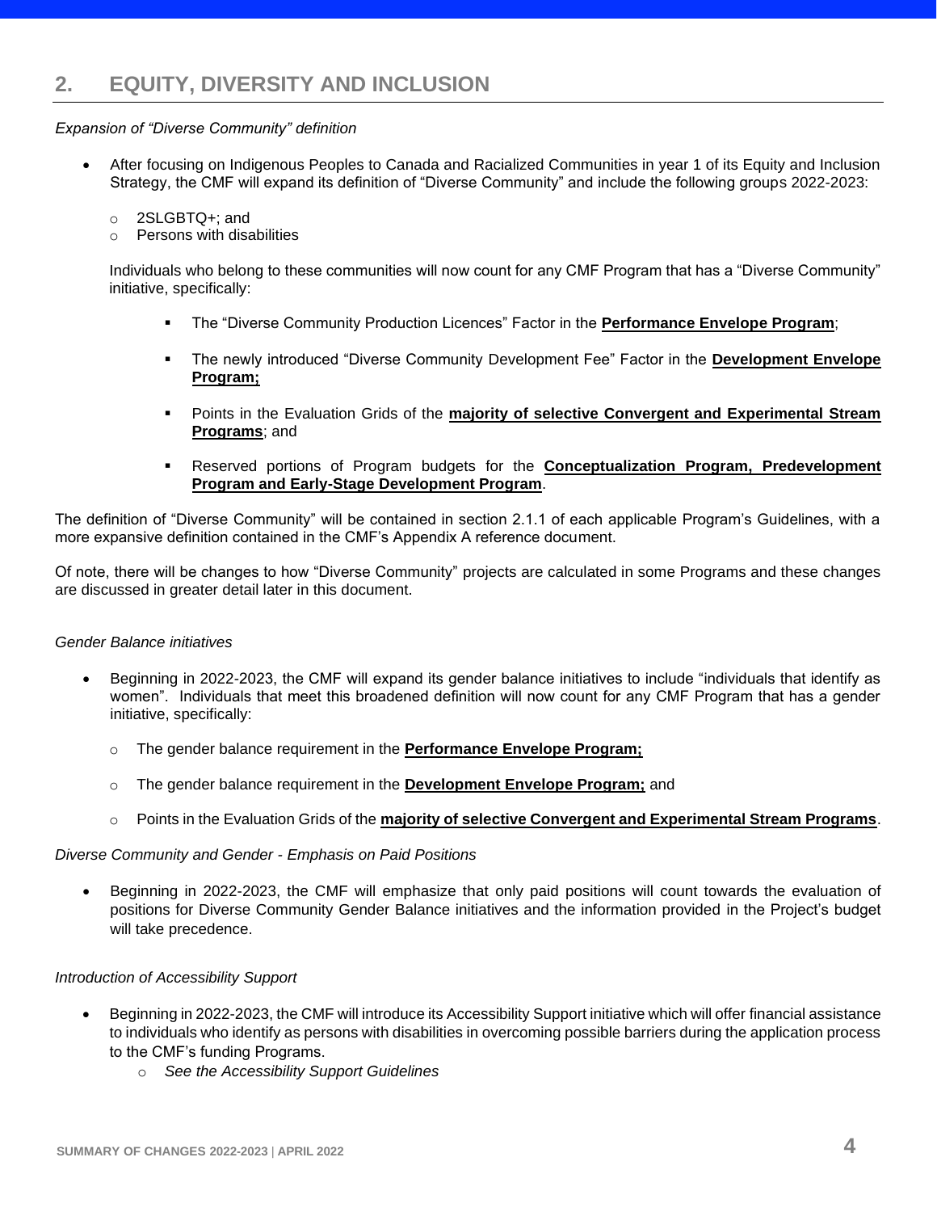## 2. EQUITY, DIVERSITY AND INCLUSION

*Expansion of "Diverse Community" definition*

- After focusing on Indigenous Peoples to Canada and Racialized Communities in year 1 of its Equity and Inclusion Strategy, the CMF will expand its definition of "Diverse Community" and include the following groups 2022-2023:
  - 2SLGBTQ+; and
  - Persons with disabilities

  Individuals who belong to these communities will now count for any CMF Program that has a "Diverse Community" initiative, specifically:

  - The "Diverse Community Production Licences" Factor in the **Performance Envelope Program**;
  - The newly introduced "Diverse Community Development Fee" Factor in the **Development Envelope Program;**
  - Points in the Evaluation Grids of the **majority of selective Convergent and Experimental Stream Programs**; and
  - Reserved portions of Program budgets for the **Conceptualization Program, Predevelopment Program and Early-Stage Development Program**.

The definition of "Diverse Community" will be contained in section 2.1.1 of each applicable Program's Guidelines, with a more expansive definition contained in the CMF's Appendix A reference document.

Of note, there will be changes to how "Diverse Community" projects are calculated in some Programs and these changes are discussed in greater detail later in this document.

*Gender Balance initiatives*

- Beginning in 2022-2023, the CMF will expand its gender balance initiatives to include "individuals that identify as women". Individuals that meet this broadened definition will now count for any CMF Program that has a gender initiative, specifically:
  - The gender balance requirement in the **Performance Envelope Program;**
  - The gender balance requirement in the **Development Envelope Program;** and
  - Points in the Evaluation Grids of the **majority of selective Convergent and Experimental Stream Programs**.

*Diverse Community and Gender - Emphasis on Paid Positions*

- Beginning in 2022-2023, the CMF will emphasize that only paid positions will count towards the evaluation of positions for Diverse Community Gender Balance initiatives and the information provided in the Project's budget will take precedence.

*Introduction of Accessibility Support*

- Beginning in 2022-2023, the CMF will introduce its Accessibility Support initiative which will offer financial assistance to individuals who identify as persons with disabilities in overcoming possible barriers during the application process to the CMF's funding Programs.
  - *See the Accessibility Support Guidelines*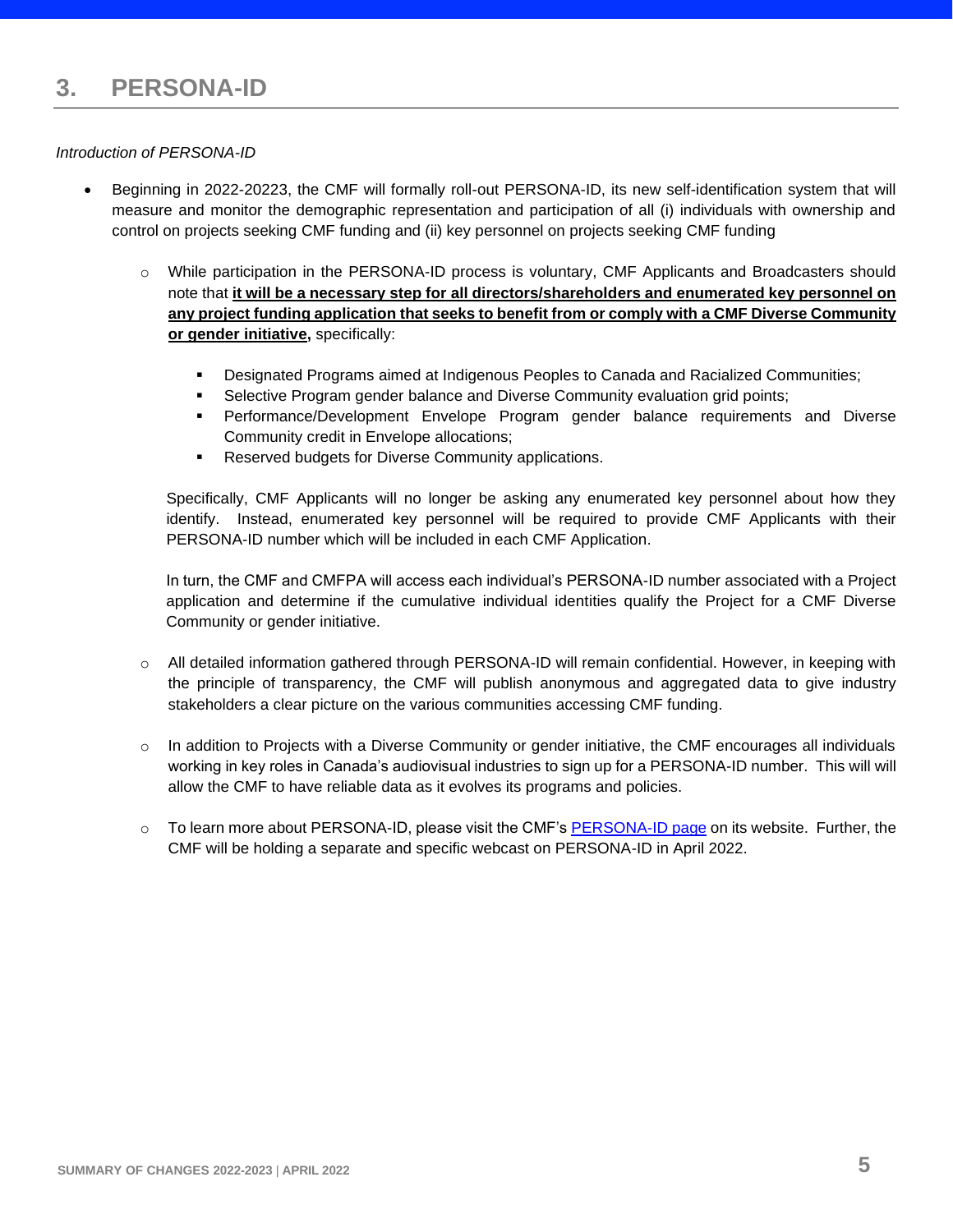# 3. PERSONA-ID

*Introduction of PERSONA-ID*

- Beginning in 2022-20223, the CMF will formally roll-out PERSONA-ID, its new self-identification system that will measure and monitor the demographic representation and participation of all (i) individuals with ownership and control on projects seeking CMF funding and (ii) key personnel on projects seeking CMF funding
  - While participation in the PERSONA-ID process is voluntary, CMF Applicants and Broadcasters should note that **it will be a necessary step for all directors/shareholders and enumerated key personnel on any project funding application that seeks to benefit from or comply with a CMF Diverse Community or gender initiative,** specifically:
    - Designated Programs aimed at Indigenous Peoples to Canada and Racialized Communities;
    - Selective Program gender balance and Diverse Community evaluation grid points;
    - Performance/Development Envelope Program gender balance requirements and Diverse Community credit in Envelope allocations;
    - Reserved budgets for Diverse Community applications.

    Specifically, CMF Applicants will no longer be asking any enumerated key personnel about how they identify. Instead, enumerated key personnel will be required to provide CMF Applicants with their PERSONA-ID number which will be included in each CMF Application.

    In turn, the CMF and CMFPA will access each individual's PERSONA-ID number associated with a Project application and determine if the cumulative individual identities qualify the Project for a CMF Diverse Community or gender initiative.

  - All detailed information gathered through PERSONA-ID will remain confidential. However, in keeping with the principle of transparency, the CMF will publish anonymous and aggregated data to give industry stakeholders a clear picture on the various communities accessing CMF funding.
  - In addition to Projects with a Diverse Community or gender initiative, the CMF encourages all individuals working in key roles in Canada's audiovisual industries to sign up for a PERSONA-ID number. This will will allow the CMF to have reliable data as it evolves its programs and policies.
  - To learn more about PERSONA-ID, please visit the CMF's PERSONA-ID page on its website. Further, the CMF will be holding a separate and specific webcast on PERSONA-ID in April 2022.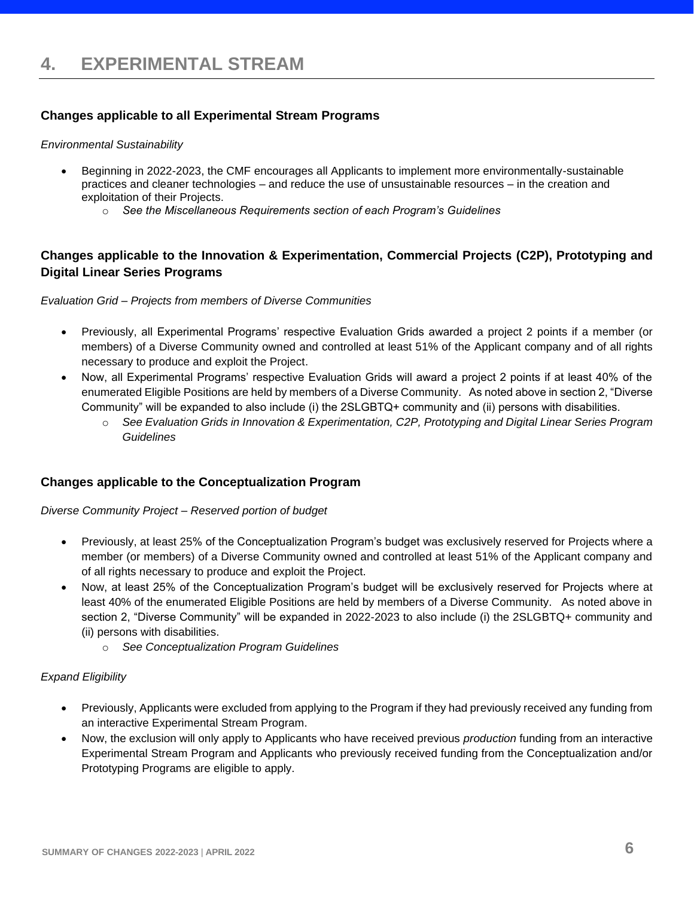# 4. EXPERIMENTAL STREAM

### Changes applicable to all Experimental Stream Programs

*Environmental Sustainability*

- Beginning in 2022-2023, the CMF encourages all Applicants to implement more environmentally-sustainable practices and cleaner technologies – and reduce the use of unsustainable resources – in the creation and exploitation of their Projects.
  - *See the Miscellaneous Requirements section of each Program's Guidelines*

### Changes applicable to the Innovation & Experimentation, Commercial Projects (C2P), Prototyping and Digital Linear Series Programs

*Evaluation Grid – Projects from members of Diverse Communities*

- Previously, all Experimental Programs' respective Evaluation Grids awarded a project 2 points if a member (or members) of a Diverse Community owned and controlled at least 51% of the Applicant company and of all rights necessary to produce and exploit the Project.
- Now, all Experimental Programs' respective Evaluation Grids will award a project 2 points if at least 40% of the enumerated Eligible Positions are held by members of a Diverse Community. As noted above in section 2, "Diverse Community" will be expanded to also include (i) the 2SLGBTQ+ community and (ii) persons with disabilities.
  - *See Evaluation Grids in Innovation & Experimentation, C2P, Prototyping and Digital Linear Series Program Guidelines*

### Changes applicable to the Conceptualization Program

*Diverse Community Project – Reserved portion of budget*

- Previously, at least 25% of the Conceptualization Program's budget was exclusively reserved for Projects where a member (or members) of a Diverse Community owned and controlled at least 51% of the Applicant company and of all rights necessary to produce and exploit the Project.
- Now, at least 25% of the Conceptualization Program's budget will be exclusively reserved for Projects where at least 40% of the enumerated Eligible Positions are held by members of a Diverse Community. As noted above in section 2, "Diverse Community" will be expanded in 2022-2023 to also include (i) the 2SLGBTQ+ community and (ii) persons with disabilities.
  - *See Conceptualization Program Guidelines*

*Expand Eligibility*

- Previously, Applicants were excluded from applying to the Program if they had previously received any funding from an interactive Experimental Stream Program.
- Now, the exclusion will only apply to Applicants who have received previous *production* funding from an interactive Experimental Stream Program and Applicants who previously received funding from the Conceptualization and/or Prototyping Programs are eligible to apply.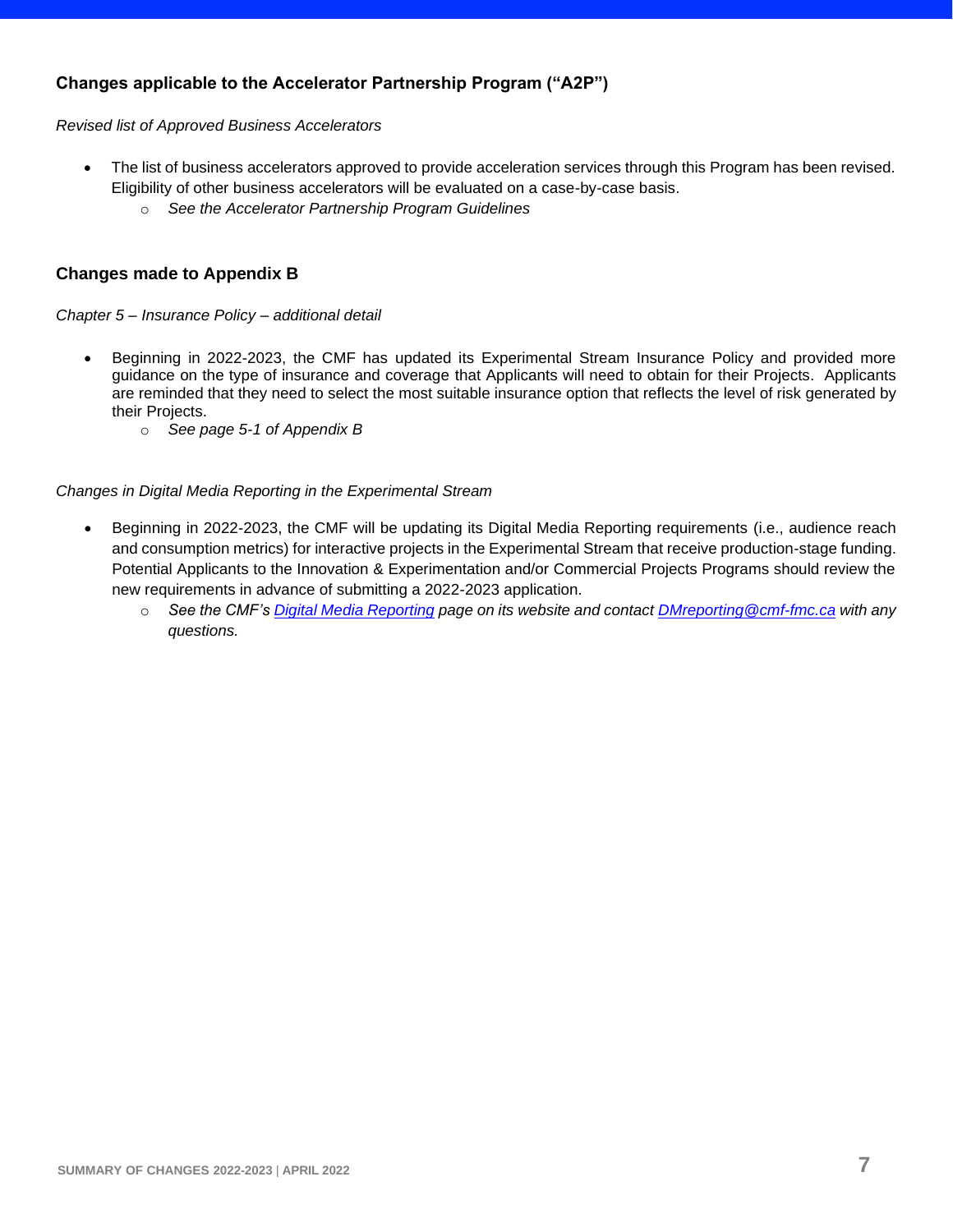## Changes applicable to the Accelerator Partnership Program ("A2P")

*Revised list of Approved Business Accelerators*

- The list of business accelerators approved to provide acceleration services through this Program has been revised. Eligibility of other business accelerators will be evaluated on a case-by-case basis.
  - *See the Accelerator Partnership Program Guidelines*

## Changes made to Appendix B

*Chapter 5 – Insurance Policy – additional detail*

- Beginning in 2022-2023, the CMF has updated its Experimental Stream Insurance Policy and provided more guidance on the type of insurance and coverage that Applicants will need to obtain for their Projects. Applicants are reminded that they need to select the most suitable insurance option that reflects the level of risk generated by their Projects.
  - *See page 5-1 of Appendix B*

*Changes in Digital Media Reporting in the Experimental Stream*

- Beginning in 2022-2023, the CMF will be updating its Digital Media Reporting requirements (i.e., audience reach and consumption metrics) for interactive projects in the Experimental Stream that receive production-stage funding. Potential Applicants to the Innovation & Experimentation and/or Commercial Projects Programs should review the new requirements in advance of submitting a 2022-2023 application.
  - *See the CMF's Digital Media Reporting page on its website and contact DMreporting@cmf-fmc.ca with any questions.*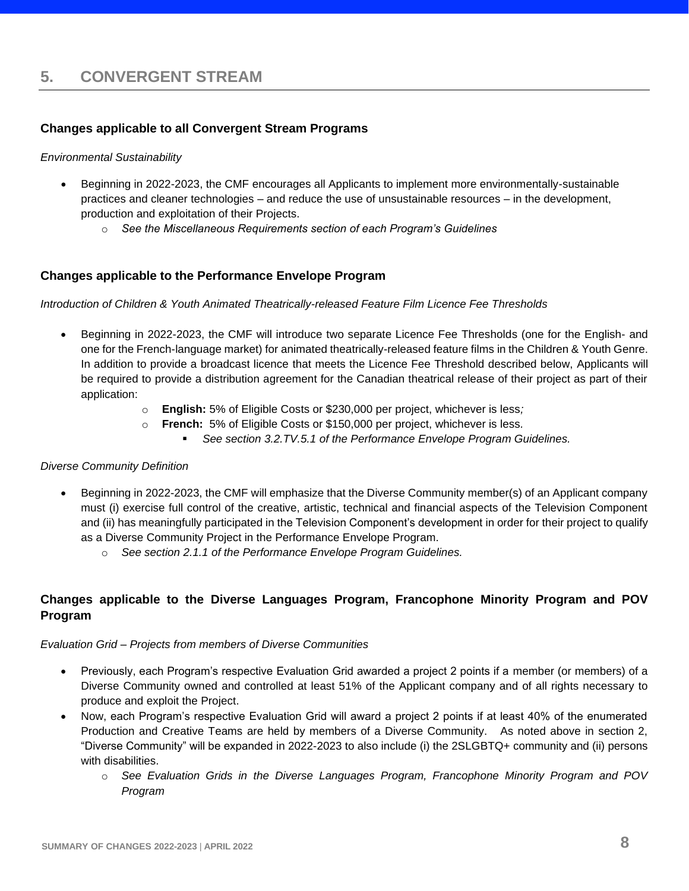## 5. CONVERGENT STREAM

### Changes applicable to all Convergent Stream Programs

*Environmental Sustainability*

- Beginning in 2022-2023, the CMF encourages all Applicants to implement more environmentally-sustainable practices and cleaner technologies – and reduce the use of unsustainable resources – in the development, production and exploitation of their Projects.
  - *See the Miscellaneous Requirements section of each Program's Guidelines*

### Changes applicable to the Performance Envelope Program

*Introduction of Children & Youth Animated Theatrically-released Feature Film Licence Fee Thresholds*

- Beginning in 2022-2023, the CMF will introduce two separate Licence Fee Thresholds (one for the English- and one for the French-language market) for animated theatrically-released feature films in the Children & Youth Genre. In addition to provide a broadcast licence that meets the Licence Fee Threshold described below, Applicants will be required to provide a distribution agreement for the Canadian theatrical release of their project as part of their application:
  - **English:** 5% of Eligible Costs or $230,000 per project, whichever is less*;*
  - **French:** 5% of Eligible Costs or $150,000 per project, whichever is less.
    - *See section 3.2.TV.5.1 of the Performance Envelope Program Guidelines.*

*Diverse Community Definition*

- Beginning in 2022-2023, the CMF will emphasize that the Diverse Community member(s) of an Applicant company must (i) exercise full control of the creative, artistic, technical and financial aspects of the Television Component and (ii) has meaningfully participated in the Television Component's development in order for their project to qualify as a Diverse Community Project in the Performance Envelope Program.
  - *See section 2.1.1 of the Performance Envelope Program Guidelines.*

### Changes applicable to the Diverse Languages Program, Francophone Minority Program and POV Program

*Evaluation Grid – Projects from members of Diverse Communities*

- Previously, each Program's respective Evaluation Grid awarded a project 2 points if a member (or members) of a Diverse Community owned and controlled at least 51% of the Applicant company and of all rights necessary to produce and exploit the Project.
- Now, each Program's respective Evaluation Grid will award a project 2 points if at least 40% of the enumerated Production and Creative Teams are held by members of a Diverse Community. As noted above in section 2, "Diverse Community" will be expanded in 2022-2023 to also include (i) the 2SLGBTQ+ community and (ii) persons with disabilities.
  - *See Evaluation Grids in the Diverse Languages Program, Francophone Minority Program and POV Program*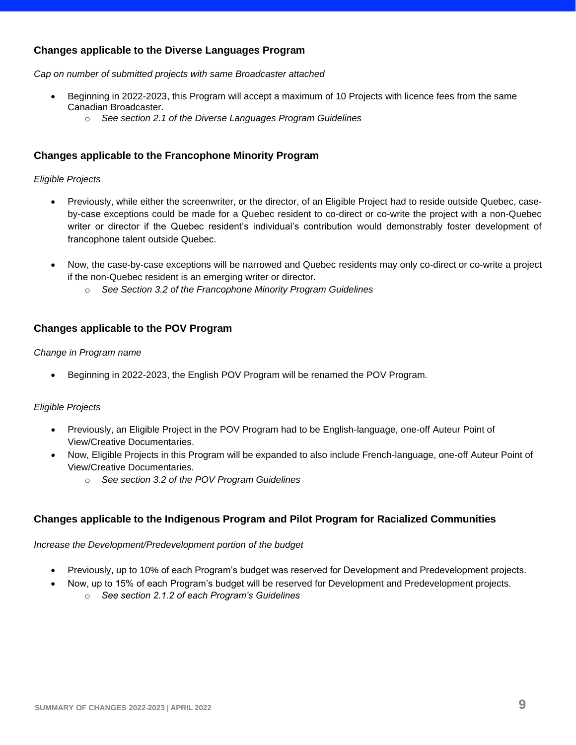### Changes applicable to the Diverse Languages Program

*Cap on number of submitted projects with same Broadcaster attached*

- Beginning in 2022-2023, this Program will accept a maximum of 10 Projects with licence fees from the same Canadian Broadcaster.
  - *See section 2.1 of the Diverse Languages Program Guidelines*

### Changes applicable to the Francophone Minority Program

*Eligible Projects*

- Previously, while either the screenwriter, or the director, of an Eligible Project had to reside outside Quebec, case-by-case exceptions could be made for a Quebec resident to co-direct or co-write the project with a non-Quebec writer or director if the Quebec resident's individual's contribution would demonstrably foster development of francophone talent outside Quebec.
- Now, the case-by-case exceptions will be narrowed and Quebec residents may only co-direct or co-write a project if the non-Quebec resident is an emerging writer or director.
  - *See Section 3.2 of the Francophone Minority Program Guidelines*

### Changes applicable to the POV Program

*Change in Program name*

- Beginning in 2022-2023, the English POV Program will be renamed the POV Program.

*Eligible Projects*

- Previously, an Eligible Project in the POV Program had to be English-language, one-off Auteur Point of View/Creative Documentaries.
- Now, Eligible Projects in this Program will be expanded to also include French-language, one-off Auteur Point of View/Creative Documentaries.
  - *See section 3.2 of the POV Program Guidelines*

### Changes applicable to the Indigenous Program and Pilot Program for Racialized Communities

*Increase the Development/Predevelopment portion of the budget*

- Previously, up to 10% of each Program's budget was reserved for Development and Predevelopment projects.
- Now, up to 15% of each Program's budget will be reserved for Development and Predevelopment projects.
  - *See section 2.1.2 of each Program's Guidelines*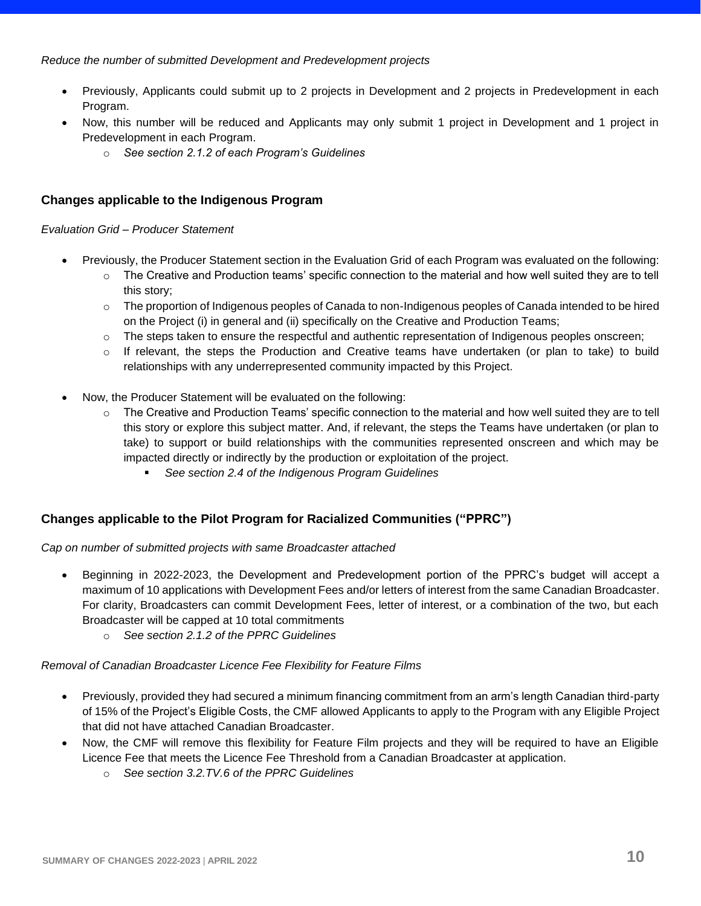*Reduce the number of submitted Development and Predevelopment projects*

- Previously, Applicants could submit up to 2 projects in Development and 2 projects in Predevelopment in each Program.
- Now, this number will be reduced and Applicants may only submit 1 project in Development and 1 project in Predevelopment in each Program.
    - *See section 2.1.2 of each Program's Guidelines*

### Changes applicable to the Indigenous Program

*Evaluation Grid – Producer Statement*

- Previously, the Producer Statement section in the Evaluation Grid of each Program was evaluated on the following:
    - The Creative and Production teams' specific connection to the material and how well suited they are to tell this story;
    - The proportion of Indigenous peoples of Canada to non-Indigenous peoples of Canada intended to be hired on the Project (i) in general and (ii) specifically on the Creative and Production Teams;
    - The steps taken to ensure the respectful and authentic representation of Indigenous peoples onscreen;
    - If relevant, the steps the Production and Creative teams have undertaken (or plan to take) to build relationships with any underrepresented community impacted by this Project.
- Now, the Producer Statement will be evaluated on the following:
    - The Creative and Production Teams' specific connection to the material and how well suited they are to tell this story or explore this subject matter. And, if relevant, the steps the Teams have undertaken (or plan to take) to support or build relationships with the communities represented onscreen and which may be impacted directly or indirectly by the production or exploitation of the project.
        - *See section 2.4 of the Indigenous Program Guidelines*

### Changes applicable to the Pilot Program for Racialized Communities ("PPRC")

*Cap on number of submitted projects with same Broadcaster attached*

- Beginning in 2022-2023, the Development and Predevelopment portion of the PPRC's budget will accept a maximum of 10 applications with Development Fees and/or letters of interest from the same Canadian Broadcaster. For clarity, Broadcasters can commit Development Fees, letter of interest, or a combination of the two, but each Broadcaster will be capped at 10 total commitments
    - *See section 2.1.2 of the PPRC Guidelines*

*Removal of Canadian Broadcaster Licence Fee Flexibility for Feature Films*

- Previously, provided they had secured a minimum financing commitment from an arm's length Canadian third-party of 15% of the Project's Eligible Costs, the CMF allowed Applicants to apply to the Program with any Eligible Project that did not have attached Canadian Broadcaster.
- Now, the CMF will remove this flexibility for Feature Film projects and they will be required to have an Eligible Licence Fee that meets the Licence Fee Threshold from a Canadian Broadcaster at application.
    - *See section 3.2.TV.6 of the PPRC Guidelines*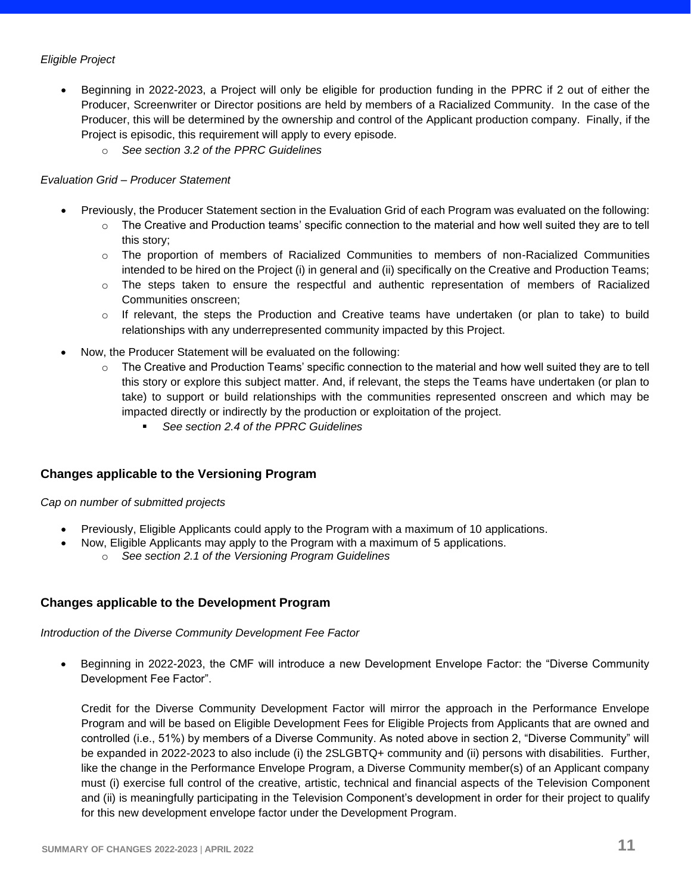*Eligible Project*

- Beginning in 2022-2023, a Project will only be eligible for production funding in the PPRC if 2 out of either the Producer, Screenwriter or Director positions are held by members of a Racialized Community. In the case of the Producer, this will be determined by the ownership and control of the Applicant production company. Finally, if the Project is episodic, this requirement will apply to every episode.
  - *See section 3.2 of the PPRC Guidelines*

*Evaluation Grid – Producer Statement*

- Previously, the Producer Statement section in the Evaluation Grid of each Program was evaluated on the following:
  - The Creative and Production teams' specific connection to the material and how well suited they are to tell this story;
  - The proportion of members of Racialized Communities to members of non-Racialized Communities intended to be hired on the Project (i) in general and (ii) specifically on the Creative and Production Teams;
  - The steps taken to ensure the respectful and authentic representation of members of Racialized Communities onscreen;
  - If relevant, the steps the Production and Creative teams have undertaken (or plan to take) to build relationships with any underrepresented community impacted by this Project.
- Now, the Producer Statement will be evaluated on the following:
  - The Creative and Production Teams' specific connection to the material and how well suited they are to tell this story or explore this subject matter. And, if relevant, the steps the Teams have undertaken (or plan to take) to support or build relationships with the communities represented onscreen and which may be impacted directly or indirectly by the production or exploitation of the project.
    - *See section 2.4 of the PPRC Guidelines*

### Changes applicable to the Versioning Program

*Cap on number of submitted projects*

- Previously, Eligible Applicants could apply to the Program with a maximum of 10 applications.
- Now, Eligible Applicants may apply to the Program with a maximum of 5 applications.
  - *See section 2.1 of the Versioning Program Guidelines*

### Changes applicable to the Development Program

*Introduction of the Diverse Community Development Fee Factor*

- Beginning in 2022-2023, the CMF will introduce a new Development Envelope Factor: the "Diverse Community Development Fee Factor".

  Credit for the Diverse Community Development Factor will mirror the approach in the Performance Envelope Program and will be based on Eligible Development Fees for Eligible Projects from Applicants that are owned and controlled (i.e., 51%) by members of a Diverse Community. As noted above in section 2, "Diverse Community" will be expanded in 2022-2023 to also include (i) the 2SLGBTQ+ community and (ii) persons with disabilities. Further, like the change in the Performance Envelope Program, a Diverse Community member(s) of an Applicant company must (i) exercise full control of the creative, artistic, technical and financial aspects of the Television Component and (ii) is meaningfully participating in the Television Component's development in order for their project to qualify for this new development envelope factor under the Development Program.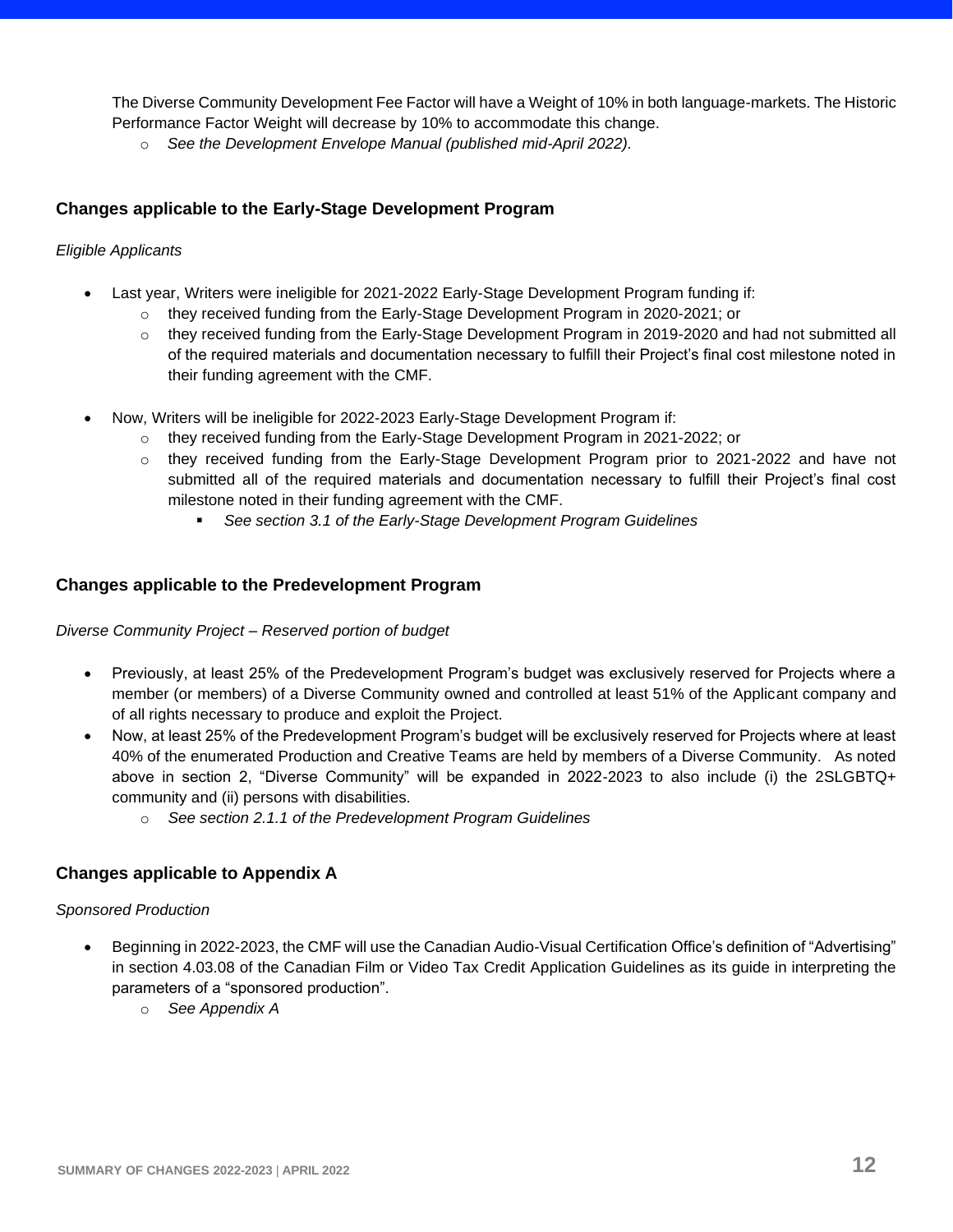The Diverse Community Development Fee Factor will have a Weight of 10% in both language-markets. The Historic Performance Factor Weight will decrease by 10% to accommodate this change.

- *See the Development Envelope Manual (published mid-April 2022).*

### Changes applicable to the Early-Stage Development Program

*Eligible Applicants*

- Last year, Writers were ineligible for 2021-2022 Early-Stage Development Program funding if:
  - they received funding from the Early-Stage Development Program in 2020-2021; or
  - they received funding from the Early-Stage Development Program in 2019-2020 and had not submitted all of the required materials and documentation necessary to fulfill their Project's final cost milestone noted in their funding agreement with the CMF.
- Now, Writers will be ineligible for 2022-2023 Early-Stage Development Program if:
  - they received funding from the Early-Stage Development Program in 2021-2022; or
  - they received funding from the Early-Stage Development Program prior to 2021-2022 and have not submitted all of the required materials and documentation necessary to fulfill their Project's final cost milestone noted in their funding agreement with the CMF.
    - *See section 3.1 of the Early-Stage Development Program Guidelines*

### Changes applicable to the Predevelopment Program

*Diverse Community Project – Reserved portion of budget*

- Previously, at least 25% of the Predevelopment Program's budget was exclusively reserved for Projects where a member (or members) of a Diverse Community owned and controlled at least 51% of the Applicant company and of all rights necessary to produce and exploit the Project.
- Now, at least 25% of the Predevelopment Program's budget will be exclusively reserved for Projects where at least 40% of the enumerated Production and Creative Teams are held by members of a Diverse Community. As noted above in section 2, "Diverse Community" will be expanded in 2022-2023 to also include (i) the 2SLGBTQ+ community and (ii) persons with disabilities.
  - *See section 2.1.1 of the Predevelopment Program Guidelines*

### Changes applicable to Appendix A

*Sponsored Production*

- Beginning in 2022-2023, the CMF will use the Canadian Audio-Visual Certification Office's definition of "Advertising" in section 4.03.08 of the Canadian Film or Video Tax Credit Application Guidelines as its guide in interpreting the parameters of a "sponsored production".
  - *See Appendix A*